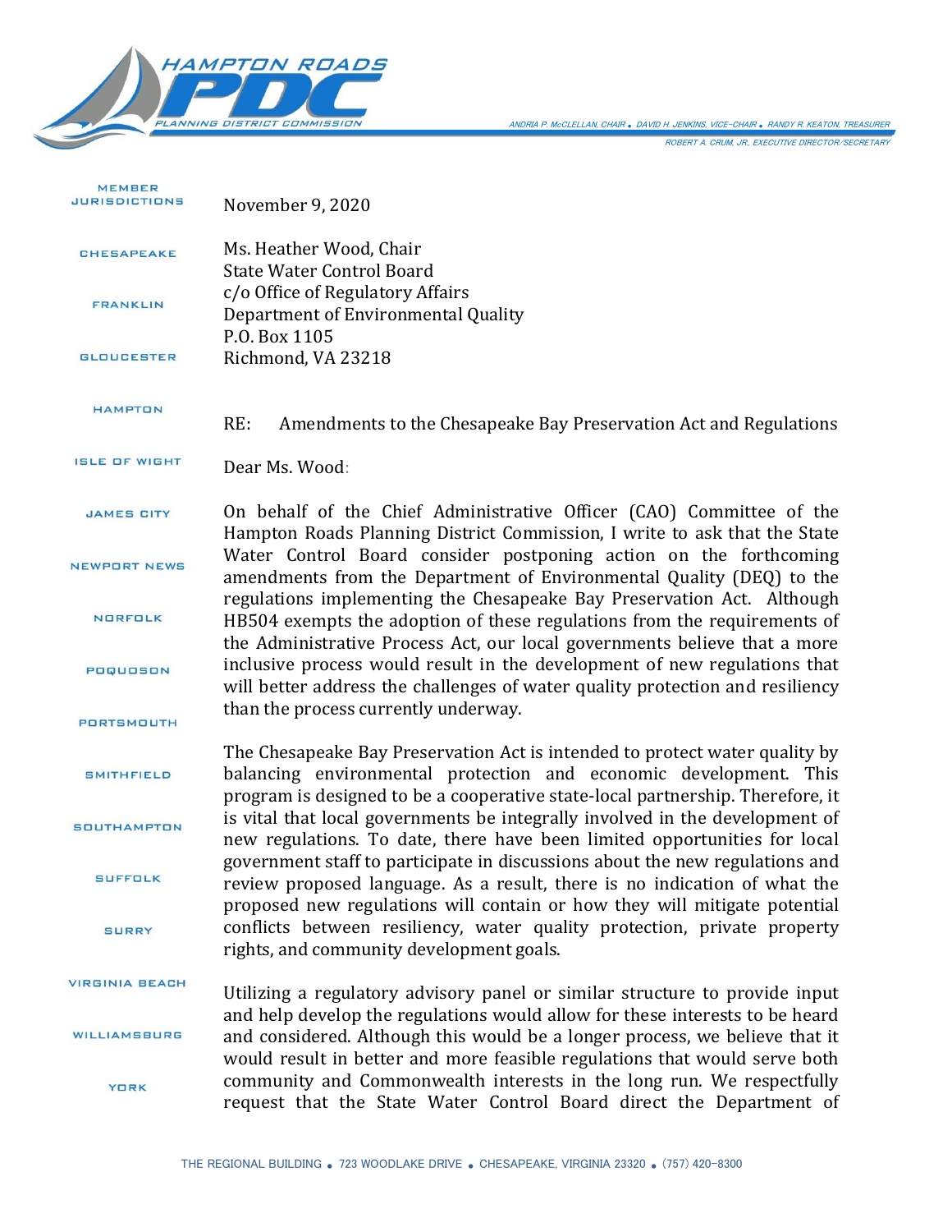HAMPTON ROADS PDC
PLANNING DISTRICT COMMISSION

ANDRIA P. McCLELLAN, CHAIR • DAVID H. JENKINS, VICE-CHAIR • RANDY R. KEATON, TREASURER
ROBERT A. CRUM, JR., EXECUTIVE DIRECTOR/SECRETARY

MEMBER JURISDICTIONS

CHESAPEAKE
FRANKLIN
GLOUCESTER
HAMPTON
ISLE OF WIGHT
JAMES CITY
NEWPORT NEWS
NORFOLK
POQUOSON
PORTSMOUTH
SMITHFIELD
SOUTHAMPTON
SUFFOLK
SURRY
VIRGINIA BEACH
WILLIAMSBURG
YORK

November 9, 2020

Ms. Heather Wood, Chair
State Water Control Board
c/o Office of Regulatory Affairs
Department of Environmental Quality
P.O. Box 1105
Richmond, VA 23218

RE: Amendments to the Chesapeake Bay Preservation Act and Regulations

Dear Ms. Wood:

On behalf of the Chief Administrative Officer (CAO) Committee of the Hampton Roads Planning District Commission, I write to ask that the State Water Control Board consider postponing action on the forthcoming amendments from the Department of Environmental Quality (DEQ) to the regulations implementing the Chesapeake Bay Preservation Act. Although HB504 exempts the adoption of these regulations from the requirements of the Administrative Process Act, our local governments believe that a more inclusive process would result in the development of new regulations that will better address the challenges of water quality protection and resiliency than the process currently underway.

The Chesapeake Bay Preservation Act is intended to protect water quality by balancing environmental protection and economic development. This program is designed to be a cooperative state-local partnership. Therefore, it is vital that local governments be integrally involved in the development of new regulations. To date, there have been limited opportunities for local government staff to participate in discussions about the new regulations and review proposed language. As a result, there is no indication of what the proposed new regulations will contain or how they will mitigate potential conflicts between resiliency, water quality protection, private property rights, and community development goals.

Utilizing a regulatory advisory panel or similar structure to provide input and help develop the regulations would allow for these interests to be heard and considered. Although this would be a longer process, we believe that it would result in better and more feasible regulations that would serve both community and Commonwealth interests in the long run. We respectfully request that the State Water Control Board direct the Department of

THE REGIONAL BUILDING • 723 WOODLAKE DRIVE • CHESAPEAKE, VIRGINIA 23320 • (757) 420-8300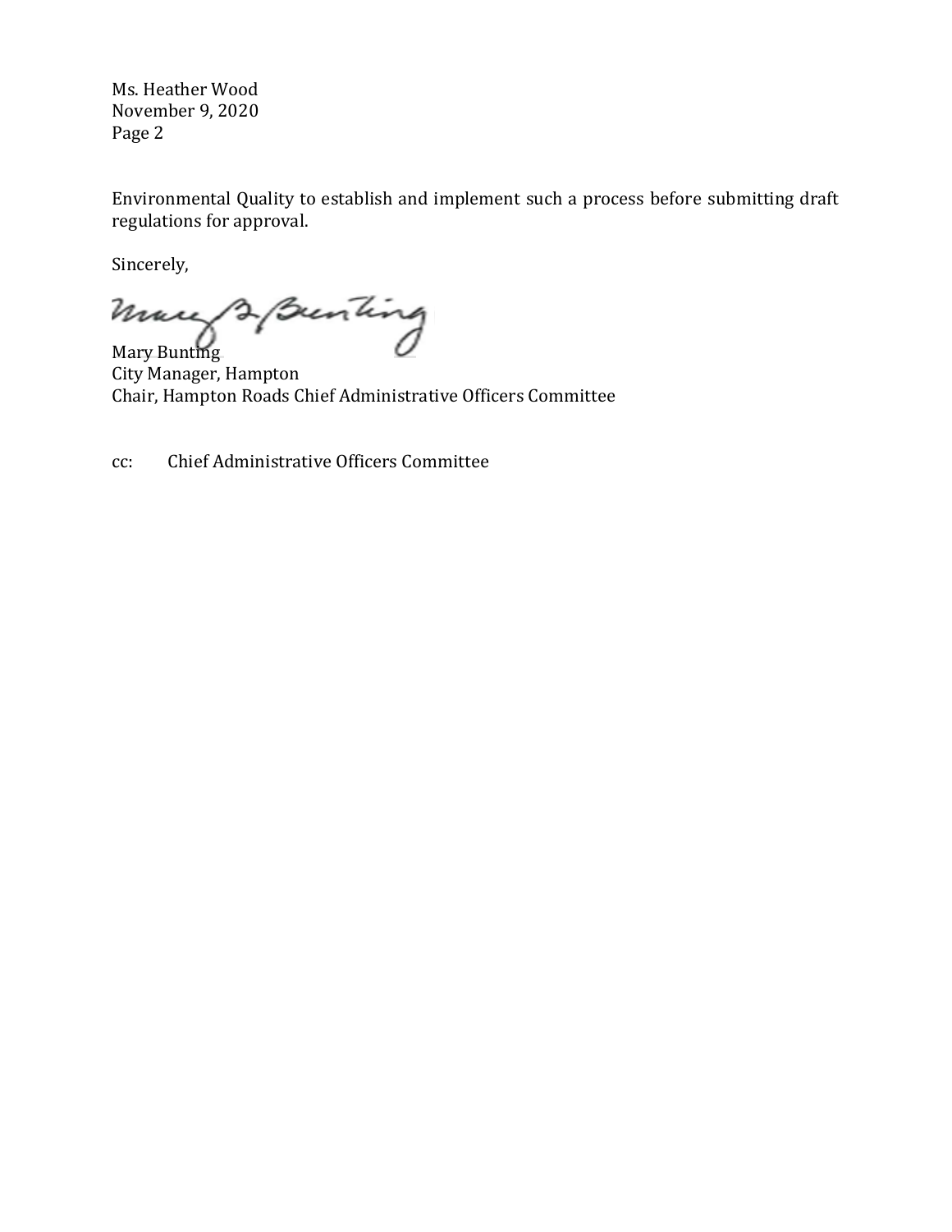Environmental Quality to establish and implement such a process before submitting draft regulations for approval.

Sincerely,

Mary Bunting
City Manager, Hampton
Chair, Hampton Roads Chief Administrative Officers Committee

cc: Chief Administrative Officers Committee